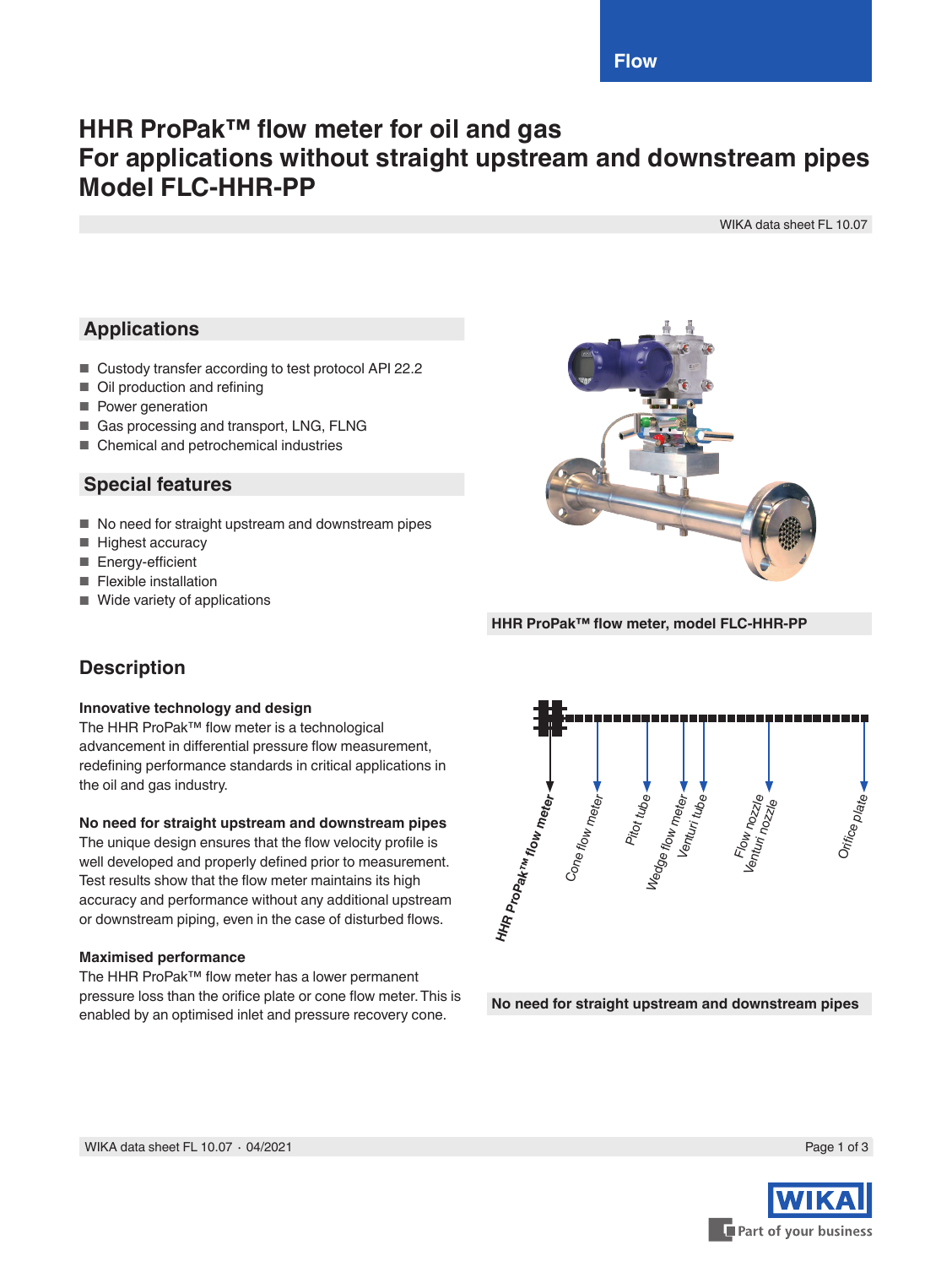# HHR ProPak™ flow meter for oil and gas
# For applications without straight upstream and downstream pipes
# Model FLC-HHR-PP

WIKA data sheet FL 10.07

## Applications

- Custody transfer according to test protocol API 22.2
- Oil production and refining
- Power generation
- Gas processing and transport, LNG, FLNG
- Chemical and petrochemical industries

## Special features

- No need for straight upstream and downstream pipes
- Highest accuracy
- Energy-efficient
- Flexible installation
- Wide variety of applications

HHR ProPak™ flow meter, model FLC-HHR-PP

## Description

### Innovative technology and design

The HHR ProPak™ flow meter is a technological advancement in differential pressure flow measurement, redefining performance standards in critical applications in the oil and gas industry.

### No need for straight upstream and downstream pipes

The unique design ensures that the flow velocity profile is well developed and properly defined prior to measurement. Test results show that the flow meter maintains its high accuracy and performance without any additional upstream or downstream piping, even in the case of disturbed flows.

### Maximised performance

The HHR ProPak™ flow meter has a lower permanent pressure loss than the orifice plate or cone flow meter. This is enabled by an optimised inlet and pressure recovery cone.

HHR ProPak™ flow meter, Cone flow meter, Pitot tube, Wedge flow meter, Venturi tube, Flow nozzle, Venturi nozzle, Orifice plate

No need for straight upstream and downstream pipes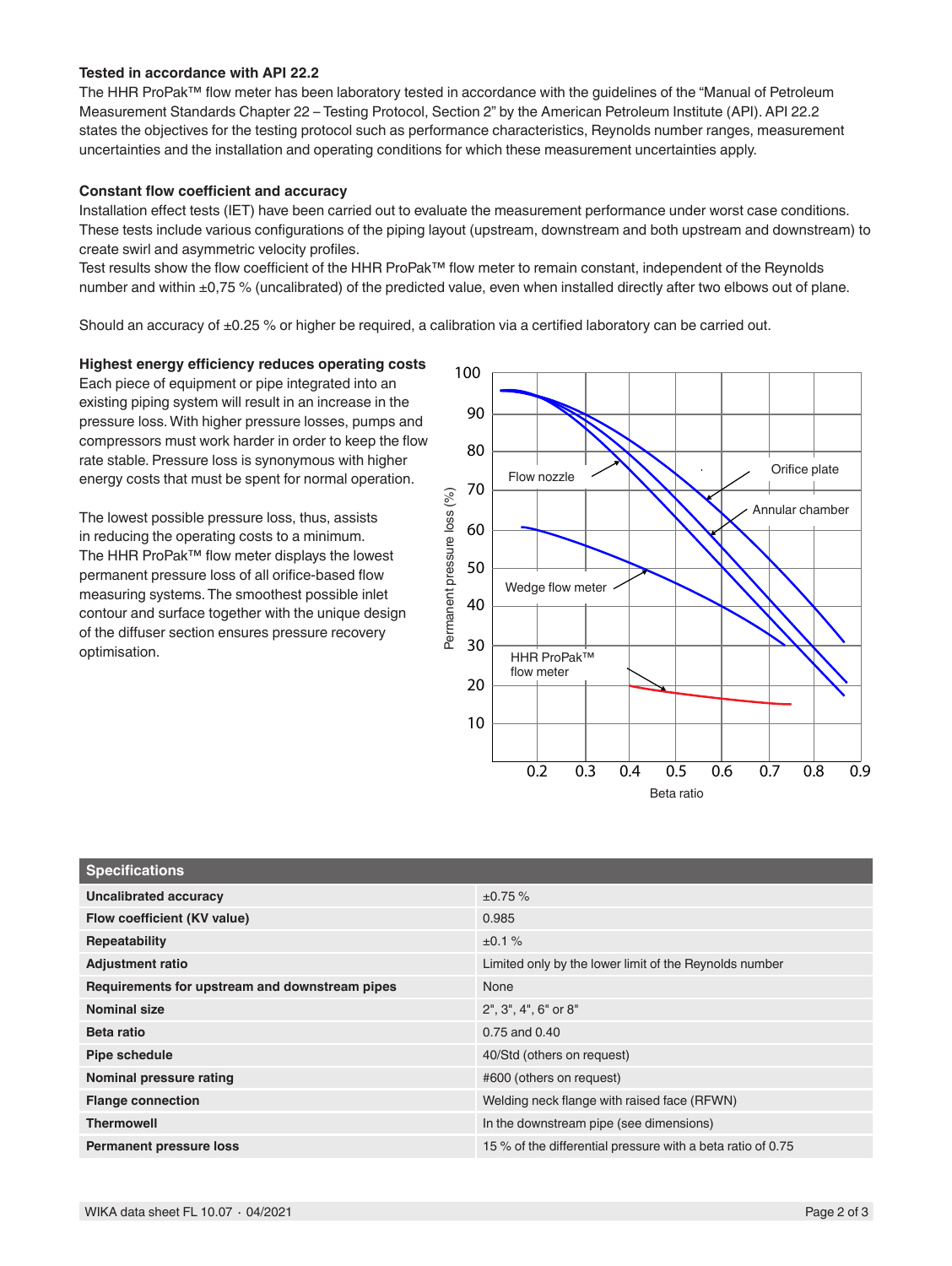### Tested in accordance with API 22.2

The HHR ProPak™ flow meter has been laboratory tested in accordance with the guidelines of the "Manual of Petroleum Measurement Standards Chapter 22 – Testing Protocol, Section 2" by the American Petroleum Institute (API). API 22.2 states the objectives for the testing protocol such as performance characteristics, Reynolds number ranges, measurement uncertainties and the installation and operating conditions for which these measurement uncertainties apply.

### Constant flow coefficient and accuracy

Installation effect tests (IET) have been carried out to evaluate the measurement performance under worst case conditions. These tests include various configurations of the piping layout (upstream, downstream and both upstream and downstream) to create swirl and asymmetric velocity profiles.

Test results show the flow coefficient of the HHR ProPak™ flow meter to remain constant, independent of the Reynolds number and within ±0,75 % (uncalibrated) of the predicted value, even when installed directly after two elbows out of plane.

Should an accuracy of ±0.25 % or higher be required, a calibration via a certified laboratory can be carried out.

### Highest energy efficiency reduces operating costs

Each piece of equipment or pipe integrated into an existing piping system will result in an increase in the pressure loss. With higher pressure losses, pumps and compressors must work harder in order to keep the flow rate stable. Pressure loss is synonymous with higher energy costs that must be spent for normal operation.

The lowest possible pressure loss, thus, assists in reducing the operating costs to a minimum. The HHR ProPak™ flow meter displays the lowest permanent pressure loss of all orifice-based flow measuring systems. The smoothest possible inlet contour and surface together with the unique design of the diffuser section ensures pressure recovery optimisation.

| Specifications | |
|---|---|
| **Uncalibrated accuracy** | ±0.75 % |
| **Flow coefficient (KV value)** | 0.985 |
| **Repeatability** | ±0.1 % |
| **Adjustment ratio** | Limited only by the lower limit of the Reynolds number |
| **Requirements for upstream and downstream pipes** | None |
| **Nominal size** | 2", 3", 4", 6" or 8" |
| **Beta ratio** | 0.75 and 0.40 |
| **Pipe schedule** | 40/Std (others on request) |
| **Nominal pressure rating** | #600 (others on request) |
| **Flange connection** | Welding neck flange with raised face (RFWN) |
| **Thermowell** | In the downstream pipe (see dimensions) |
| **Permanent pressure loss** | 15 % of the differential pressure with a beta ratio of 0.75 |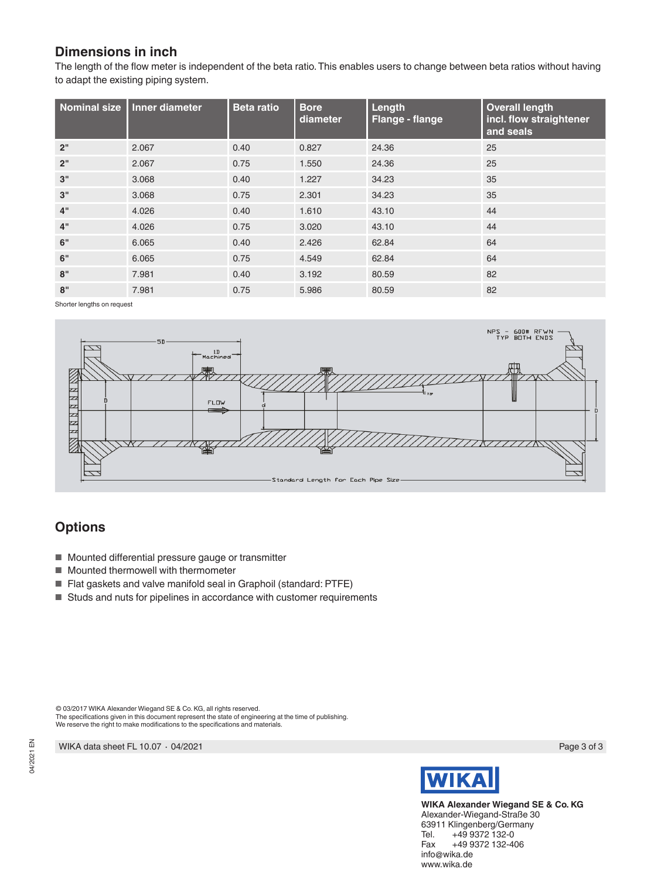## Dimensions in inch

The length of the flow meter is independent of the beta ratio. This enables users to change between beta ratios without having to adapt the existing piping system.

| Nominal size | Inner diameter | Beta ratio | Bore diameter | Length Flange - flange | Overall length incl. flow straightener and seals |
|---|---|---|---|---|---|
| 2" | 2.067 | 0.40 | 0.827 | 24.36 | 25 |
| 2" | 2.067 | 0.75 | 1.550 | 24.36 | 25 |
| 3" | 3.068 | 0.40 | 1.227 | 34.23 | 35 |
| 3" | 3.068 | 0.75 | 2.301 | 34.23 | 35 |
| 4" | 4.026 | 0.40 | 1.610 | 43.10 | 44 |
| 4" | 4.026 | 0.75 | 3.020 | 43.10 | 44 |
| 6" | 6.065 | 0.40 | 2.426 | 62.84 | 64 |
| 6" | 6.065 | 0.75 | 4.549 | 62.84 | 64 |
| 8" | 7.981 | 0.40 | 3.192 | 80.59 | 82 |
| 8" | 7.981 | 0.75 | 5.986 | 80.59 | 82 |

Shorter lengths on request

5D

1D Machined

NPS - 600# RFWN TYP BOTH ENDS

FLOW

D

d

D

Standard Length For Each Pipe Size

## Options

- Mounted differential pressure gauge or transmitter
- Mounted thermowell with thermometer
- Flat gaskets and valve manifold seal in Graphoil (standard: PTFE)
- Studs and nuts for pipelines in accordance with customer requirements

© 03/2017 WIKA Alexander Wiegand SE & Co. KG, all rights reserved.
The specifications given in this document represent the state of engineering at the time of publishing.
We reserve the right to make modifications to the specifications and materials.

**WIKA Alexander Wiegand SE & Co. KG**
Alexander-Wiegand-Straße 30
63911 Klingenberg/Germany
Tel. +49 9372 132-0
Fax +49 9372 132-406
info@wika.de
www.wika.de